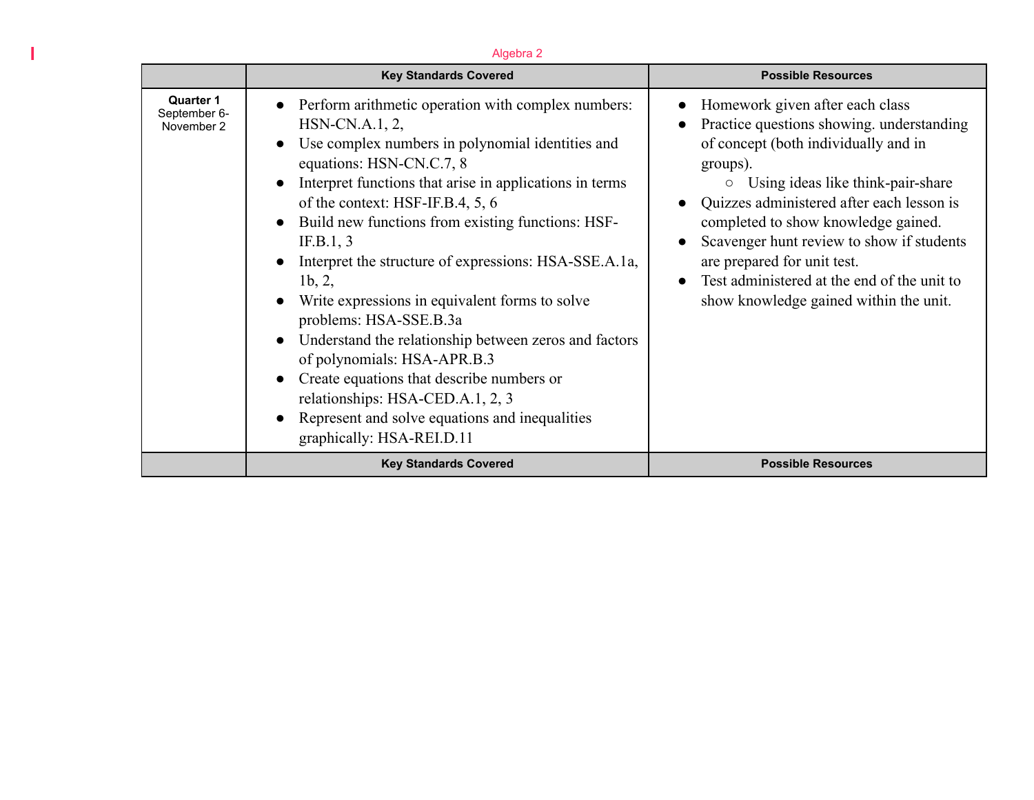Algebra 2

| | Key Standards Covered | Possible Resources |
|---|---|---|
| **Quarter 1**<br>September 6-November 2 | • Perform arithmetic operation with complex numbers: HSN-CN.A.1, 2,<br>• Use complex numbers in polynomial identities and equations: HSN-CN.C.7, 8<br>• Interpret functions that arise in applications in terms of the context: HSF-IF.B.4, 5, 6<br>• Build new functions from existing functions: HSF-IF.B.1, 3<br>• Interpret the structure of expressions: HSA-SSE.A.1a, 1b, 2,<br>• Write expressions in equivalent forms to solve problems: HSA-SSE.B.3a<br>• Understand the relationship between zeros and factors of polynomials: HSA-APR.B.3<br>• Create equations that describe numbers or relationships: HSA-CED.A.1, 2, 3<br>• Represent and solve equations and inequalities graphically: HSA-REI.D.11 | • Homework given after each class<br>• Practice questions showing. understanding of concept (both individually and in groups).<br>&nbsp;&nbsp;&nbsp;&nbsp;○ Using ideas like think-pair-share<br>• Quizzes administered after each lesson is completed to show knowledge gained.<br>• Scavenger hunt review to show if students are prepared for unit test.<br>• Test administered at the end of the unit to show knowledge gained within the unit. |
| | **Key Standards Covered** | **Possible Resources** |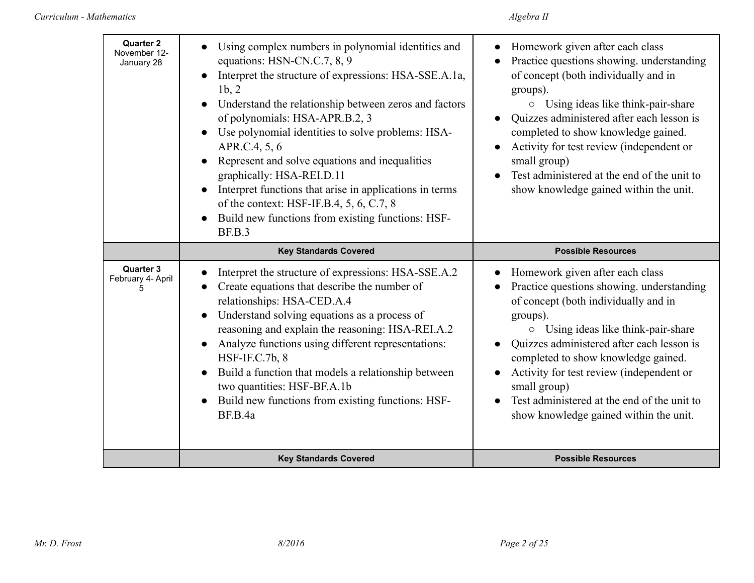| | | |
|---|---|---|
| **Quarter 2** November 12-January 28 | • Using complex numbers in polynomial identities and equations: HSN-CN.C.7, 8, 9<br>• Interpret the structure of expressions: HSA-SSE.A.1a, 1b, 2<br>• Understand the relationship between zeros and factors of polynomials: HSA-APR.B.2, 3<br>• Use polynomial identities to solve problems: HSA-APR.C.4, 5, 6<br>• Represent and solve equations and inequalities graphically: HSA-REI.D.11<br>• Interpret functions that arise in applications in terms of the context: HSF-IF.B.4, 5, 6, C.7, 8<br>• Build new functions from existing functions: HSF-BF.B.3 | • Homework given after each class<br>• Practice questions showing. understanding of concept (both individually and in groups).<br>&nbsp;&nbsp;&nbsp;&nbsp;○ Using ideas like think-pair-share<br>• Quizzes administered after each lesson is completed to show knowledge gained.<br>• Activity for test review (independent or small group)<br>• Test administered at the end of the unit to show knowledge gained within the unit. |
| | **Key Standards Covered** | **Possible Resources** |
| **Quarter 3** February 4- April 5 | • Interpret the structure of expressions: HSA-SSE.A.2<br>• Create equations that describe the number of relationships: HSA-CED.A.4<br>• Understand solving equations as a process of reasoning and explain the reasoning: HSA-REI.A.2<br>• Analyze functions using different representations: HSF-IF.C.7b, 8<br>• Build a function that models a relationship between two quantities: HSF-BF.A.1b<br>• Build new functions from existing functions: HSF-BF.B.4a | • Homework given after each class<br>• Practice questions showing. understanding of concept (both individually and in groups).<br>&nbsp;&nbsp;&nbsp;&nbsp;○ Using ideas like think-pair-share<br>• Quizzes administered after each lesson is completed to show knowledge gained.<br>• Activity for test review (independent or small group)<br>• Test administered at the end of the unit to show knowledge gained within the unit. |
| | **Key Standards Covered** | **Possible Resources** |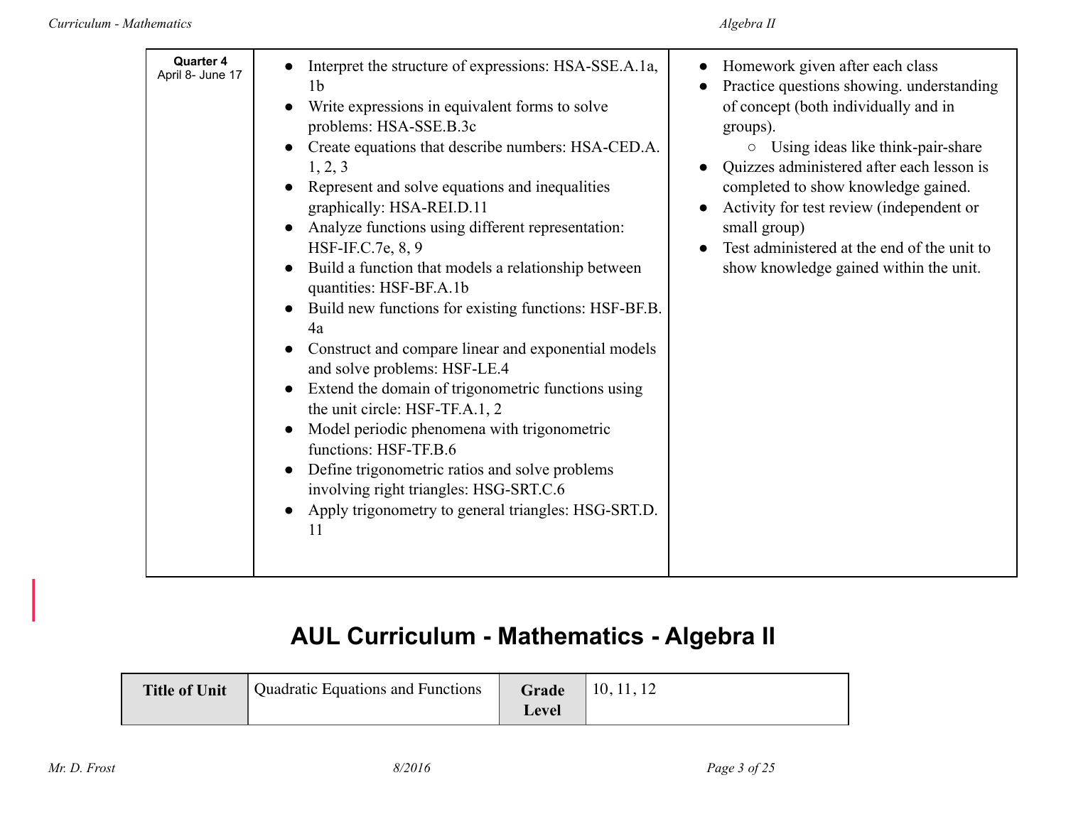| Quarter 4<br>April 8- June 17 | • Interpret the structure of expressions: HSA-SSE.A.1a, 1b<br>• Write expressions in equivalent forms to solve problems: HSA-SSE.B.3c<br>• Create equations that describe numbers: HSA-CED.A. 1, 2, 3<br>• Represent and solve equations and inequalities graphically: HSA-REI.D.11<br>• Analyze functions using different representation: HSF-IF.C.7e, 8, 9<br>• Build a function that models a relationship between quantities: HSF-BF.A.1b<br>• Build new functions for existing functions: HSF-BF.B. 4a<br>• Construct and compare linear and exponential models and solve problems: HSF-LE.4<br>• Extend the domain of trigonometric functions using the unit circle: HSF-TF.A.1, 2<br>• Model periodic phenomena with trigonometric functions: HSF-TF.B.6<br>• Define trigonometric ratios and solve problems involving right triangles: HSG-SRT.C.6<br>• Apply trigonometry to general triangles: HSG-SRT.D. 11 | • Homework given after each class<br>• Practice questions showing. understanding of concept (both individually and in groups).<br>  ○ Using ideas like think-pair-share<br>• Quizzes administered after each lesson is completed to show knowledge gained.<br>• Activity for test review (independent or small group)<br>• Test administered at the end of the unit to show knowledge gained within the unit. |
|---|---|---|

# AUL Curriculum - Mathematics - Algebra II

| **Title of Unit** | Quadratic Equations and Functions | **Grade Level** | 10, 11, 12 |
|---|---|---|---|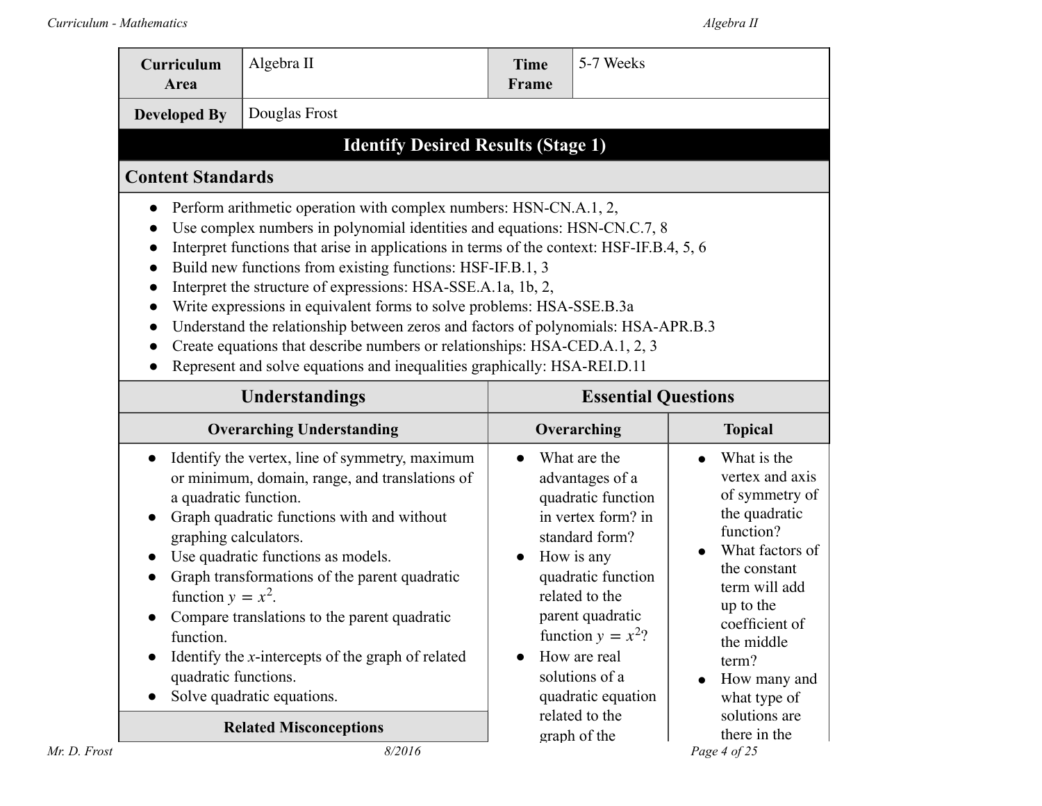| **Curriculum Area** | Algebra II | **Time Frame** | 5-7 Weeks |
|---|---|---|---|
| **Developed By** | Douglas Frost | | |

## Identify Desired Results (Stage 1)

### Content Standards

- Perform arithmetic operation with complex numbers: HSN-CN.A.1, 2,
- Use complex numbers in polynomial identities and equations: HSN-CN.C.7, 8
- Interpret functions that arise in applications in terms of the context: HSF-IF.B.4, 5, 6
- Build new functions from existing functions: HSF-IF.B.1, 3
- Interpret the structure of expressions: HSA-SSE.A.1a, 1b, 2,
- Write expressions in equivalent forms to solve problems: HSA-SSE.B.3a
- Understand the relationship between zeros and factors of polynomials: HSA-APR.B.3
- Create equations that describe numbers or relationships: HSA-CED.A.1, 2, 3
- Represent and solve equations and inequalities graphically: HSA-REI.D.11

| Understandings | Essential Questions | |
|---|---|---|
| **Overarching Understanding** | **Overarching** | **Topical** |
| • Identify the vertex, line of symmetry, maximum or minimum, domain, range, and translations of a quadratic function.<br>• Graph quadratic functions with and without graphing calculators.<br>• Use quadratic functions as models.<br>• Graph transformations of the parent quadratic function $y = x^2$.<br>• Compare translations to the parent quadratic function.<br>• Identify the $x$-intercepts of the graph of related quadratic functions.<br>• Solve quadratic equations. | • What are the advantages of a quadratic function in vertex form? in standard form?<br>• How is any quadratic function related to the parent quadratic function $y = x^2$?<br>• How are real solutions of a quadratic equation related to the graph of the | • What is the vertex and axis of symmetry of the quadratic function?<br>• What factors of the constant term will add up to the coefficient of the middle term?<br>• How many and what type of solutions are there in the |
| **Related Misconceptions** | | |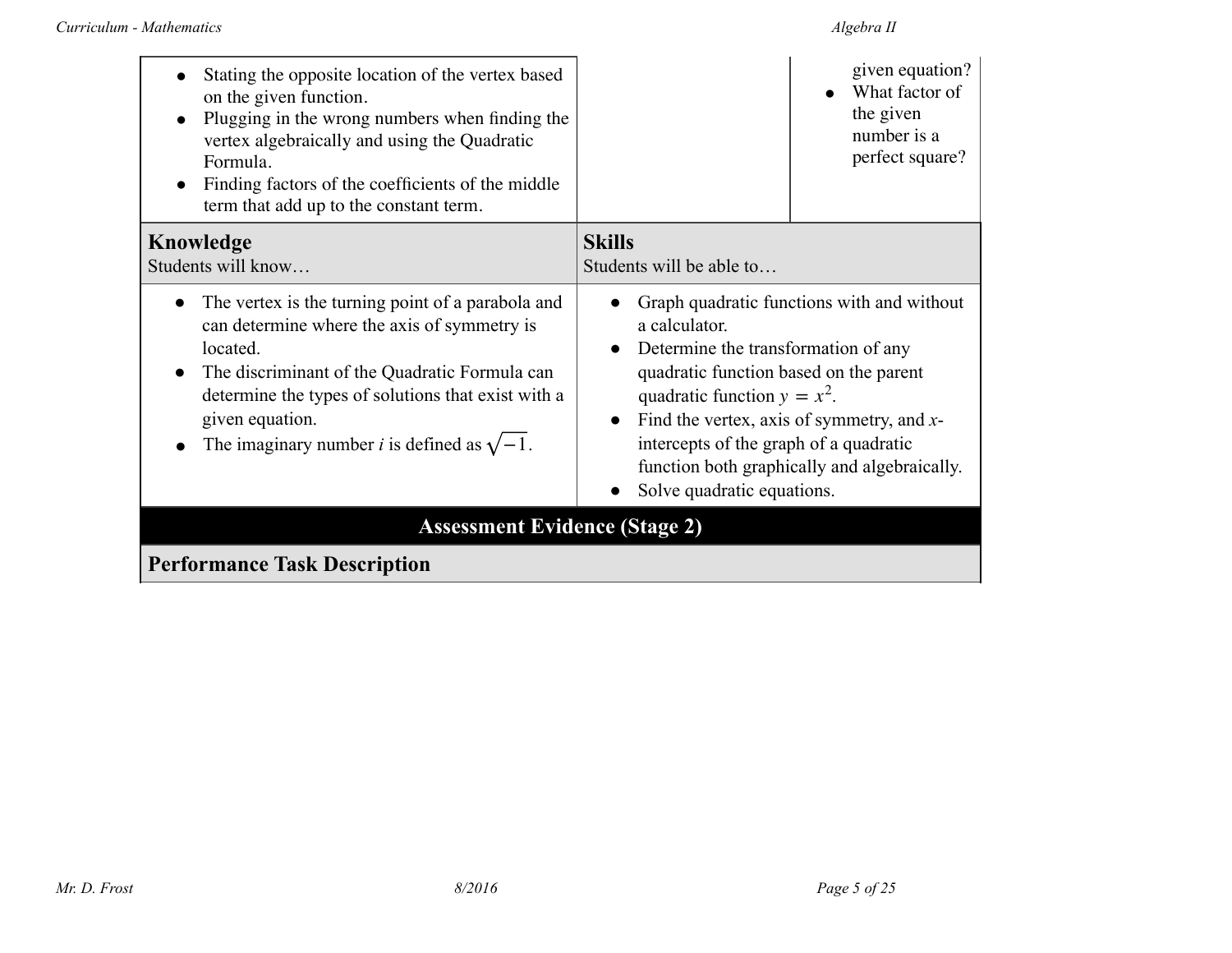| | | |
|---|---|---|
| <ul><li>Stating the opposite location of the vertex based on the given function.</li><li>Plugging in the wrong numbers when finding the vertex algebraically and using the Quadratic Formula.</li><li>Finding factors of the coefficients of the middle term that add up to the constant term.</li></ul> | | given equation?<ul><li>What factor of the given number is a perfect square?</li></ul> |

| **Knowledge**<br>Students will know… | **Skills**<br>Students will be able to… |
|---|---|
| <ul><li>The vertex is the turning point of a parabola and can determine where the axis of symmetry is located.</li><li>The discriminant of the Quadratic Formula can determine the types of solutions that exist with a given equation.</li><li>The imaginary number $i$ is defined as $\sqrt{-1}$.</li></ul> | <ul><li>Graph quadratic functions with and without a calculator.</li><li>Determine the transformation of any quadratic function based on the parent quadratic function $y = x^2$.</li><li>Find the vertex, axis of symmetry, and $x$-intercepts of the graph of a quadratic function both graphically and algebraically.</li><li>Solve quadratic equations.</li></ul> |

## Assessment Evidence (Stage 2)

### Performance Task Description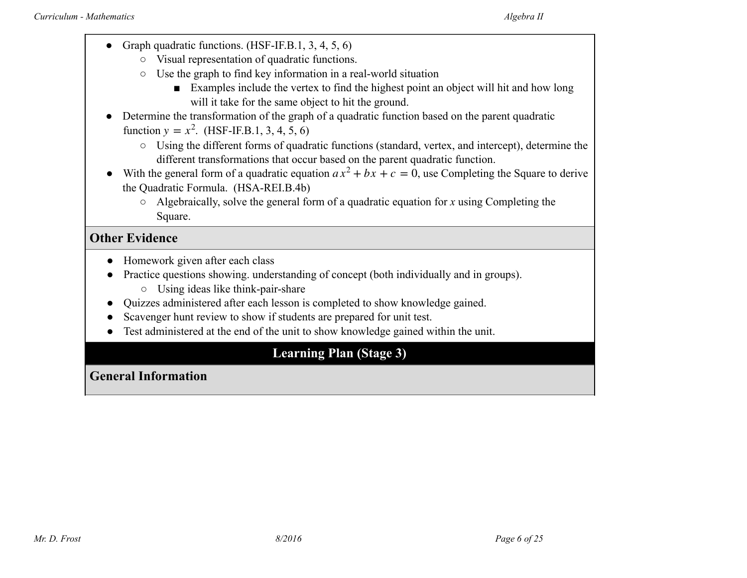- Graph quadratic functions. (HSF-IF.B.1, 3, 4, 5, 6)
  - Visual representation of quadratic functions.
  - Use the graph to find key information in a real-world situation
    - Examples include the vertex to find the highest point an object will hit and how long will it take for the same object to hit the ground.
- Determine the transformation of the graph of a quadratic function based on the parent quadratic function $y = x^2$. (HSF-IF.B.1, 3, 4, 5, 6)
  - Using the different forms of quadratic functions (standard, vertex, and intercept), determine the different transformations that occur based on the parent quadratic function.
- With the general form of a quadratic equation $ax^2 + bx + c = 0$, use Completing the Square to derive the Quadratic Formula. (HSA-REI.B.4b)
  - Algebraically, solve the general form of a quadratic equation for $x$ using Completing the Square.

## Other Evidence

- Homework given after each class
- Practice questions showing. understanding of concept (both individually and in groups).
  - Using ideas like think-pair-share
- Quizzes administered after each lesson is completed to show knowledge gained.
- Scavenger hunt review to show if students are prepared for unit test.
- Test administered at the end of the unit to show knowledge gained within the unit.

# Learning Plan (Stage 3)

## General Information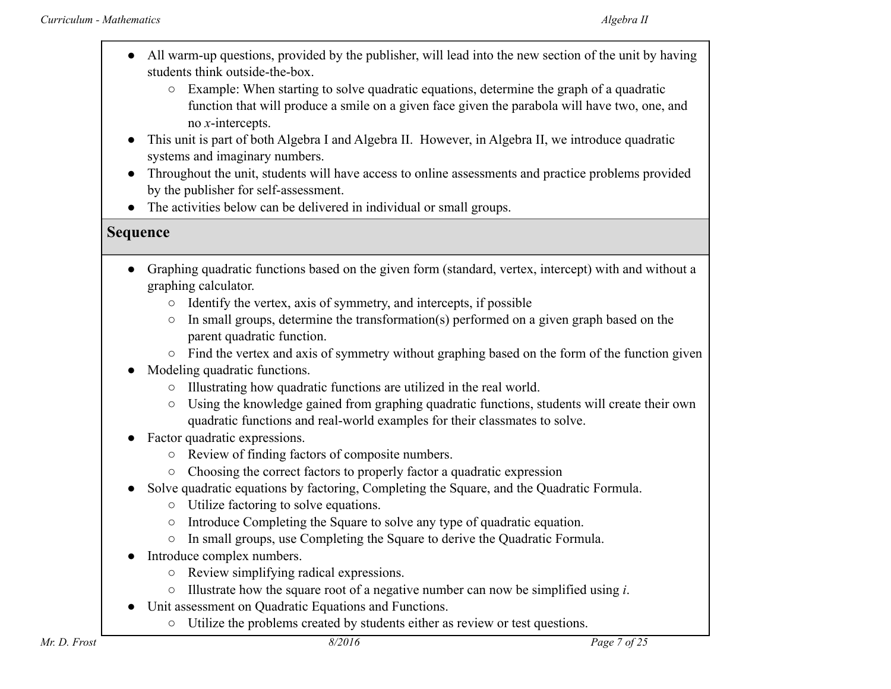- All warm-up questions, provided by the publisher, will lead into the new section of the unit by having students think outside-the-box.
  - Example: When starting to solve quadratic equations, determine the graph of a quadratic function that will produce a smile on a given face given the parabola will have two, one, and no $x$-intercepts.
- This unit is part of both Algebra I and Algebra II. However, in Algebra II, we introduce quadratic systems and imaginary numbers.
- Throughout the unit, students will have access to online assessments and practice problems provided by the publisher for self-assessment.
- The activities below can be delivered in individual or small groups.

## Sequence

- Graphing quadratic functions based on the given form (standard, vertex, intercept) with and without a graphing calculator.
  - Identify the vertex, axis of symmetry, and intercepts, if possible
  - In small groups, determine the transformation(s) performed on a given graph based on the parent quadratic function.
  - Find the vertex and axis of symmetry without graphing based on the form of the function given
- Modeling quadratic functions.
  - Illustrating how quadratic functions are utilized in the real world.
  - Using the knowledge gained from graphing quadratic functions, students will create their own quadratic functions and real-world examples for their classmates to solve.
- Factor quadratic expressions.
  - Review of finding factors of composite numbers.
  - Choosing the correct factors to properly factor a quadratic expression
- Solve quadratic equations by factoring, Completing the Square, and the Quadratic Formula.
  - Utilize factoring to solve equations.
  - Introduce Completing the Square to solve any type of quadratic equation.
  - In small groups, use Completing the Square to derive the Quadratic Formula.
- Introduce complex numbers.
  - Review simplifying radical expressions.
  - Illustrate how the square root of a negative number can now be simplified using $i$.
- Unit assessment on Quadratic Equations and Functions.
  - Utilize the problems created by students either as review or test questions.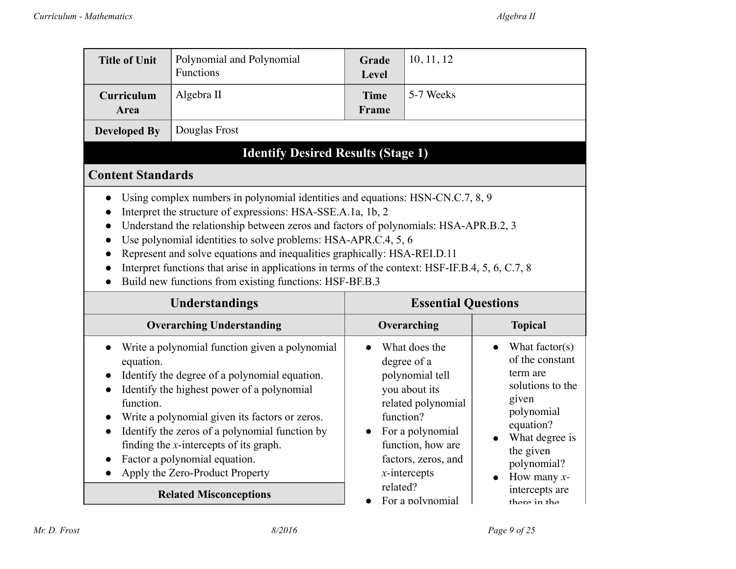| Title of Unit | Polynomial and Polynomial Functions | Grade Level | 10, 11, 12 |
|---|---|---|---|
| Curriculum Area | Algebra II | Time Frame | 5-7 Weeks |
| Developed By | Douglas Frost | | |

## Identify Desired Results (Stage 1)

### Content Standards

- Using complex numbers in polynomial identities and equations: HSN-CN.C.7, 8, 9
- Interpret the structure of expressions: HSA-SSE.A.1a, 1b, 2
- Understand the relationship between zeros and factors of polynomials: HSA-APR.B.2, 3
- Use polynomial identities to solve problems: HSA-APR.C.4, 5, 6
- Represent and solve equations and inequalities graphically: HSA-REI.D.11
- Interpret functions that arise in applications in terms of the context: HSF-IF.B.4, 5, 6, C.7, 8
- Build new functions from existing functions: HSF-BF.B.3

| Understandings | Essential Questions | |
|---|---|---|
| **Overarching Understanding** | **Overarching** | **Topical** |
| • Write a polynomial function given a polynomial equation.<br>• Identify the degree of a polynomial equation.<br>• Identify the highest power of a polynomial function.<br>• Write a polynomial given its factors or zeros.<br>• Identify the zeros of a polynomial function by finding the *x*-intercepts of its graph.<br>• Factor a polynomial equation.<br>• Apply the Zero-Product Property | • What does the degree of a polynomial tell you about its related polynomial function?<br>• For a polynomial function, how are factors, zeros, and *x*-intercepts related?<br>• For a polynomial | • What factor(s) of the constant term are solutions to the given polynomial equation?<br>• What degree is the given polynomial?<br>• How many *x*-intercepts are there in the |
| **Related Misconceptions** | | |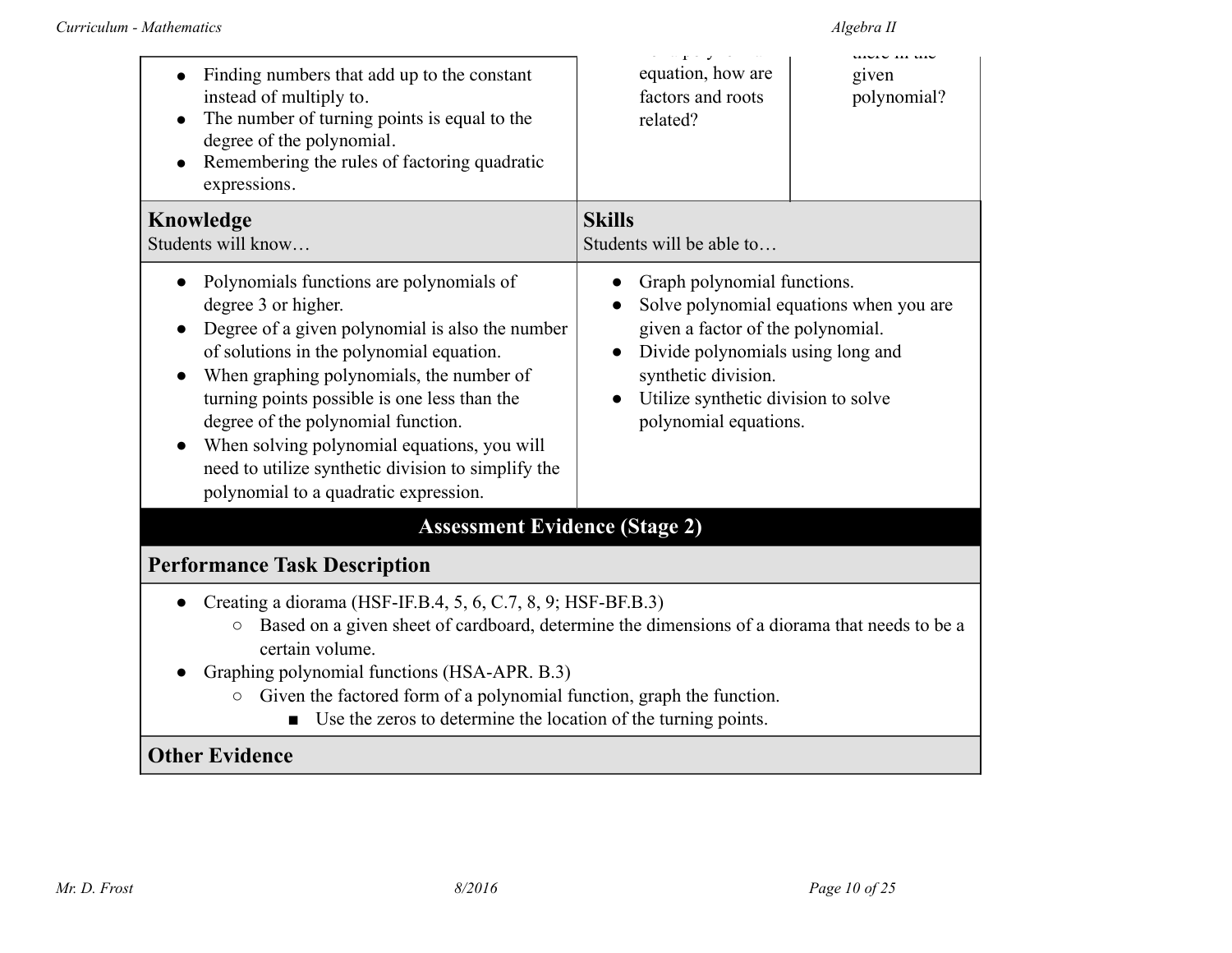| | | |
|---|---|---|
| <ul><li>Finding numbers that add up to the constant instead of multiply to.</li><li>The number of turning points is equal to the degree of the polynomial.</li><li>Remembering the rules of factoring quadratic expressions.</li></ul> | equation, how are factors and roots related? | given polynomial? |

| **Knowledge**<br>Students will know… | **Skills**<br>Students will be able to… |
|---|---|
| <ul><li>Polynomials functions are polynomials of degree 3 or higher.</li><li>Degree of a given polynomial is also the number of solutions in the polynomial equation.</li><li>When graphing polynomials, the number of turning points possible is one less than the degree of the polynomial function.</li><li>When solving polynomial equations, you will need to utilize synthetic division to simplify the polynomial to a quadratic expression.</li></ul> | <ul><li>Graph polynomial functions.</li><li>Solve polynomial equations when you are given a factor of the polynomial.</li><li>Divide polynomials using long and synthetic division.</li><li>Utilize synthetic division to solve polynomial equations.</li></ul> |

## Assessment Evidence (Stage 2)

### Performance Task Description

- Creating a diorama (HSF-IF.B.4, 5, 6, C.7, 8, 9; HSF-BF.B.3)
  - Based on a given sheet of cardboard, determine the dimensions of a diorama that needs to be a certain volume.
- Graphing polynomial functions (HSA-APR. B.3)
  - Given the factored form of a polynomial function, graph the function.
    - Use the zeros to determine the location of the turning points.

### Other Evidence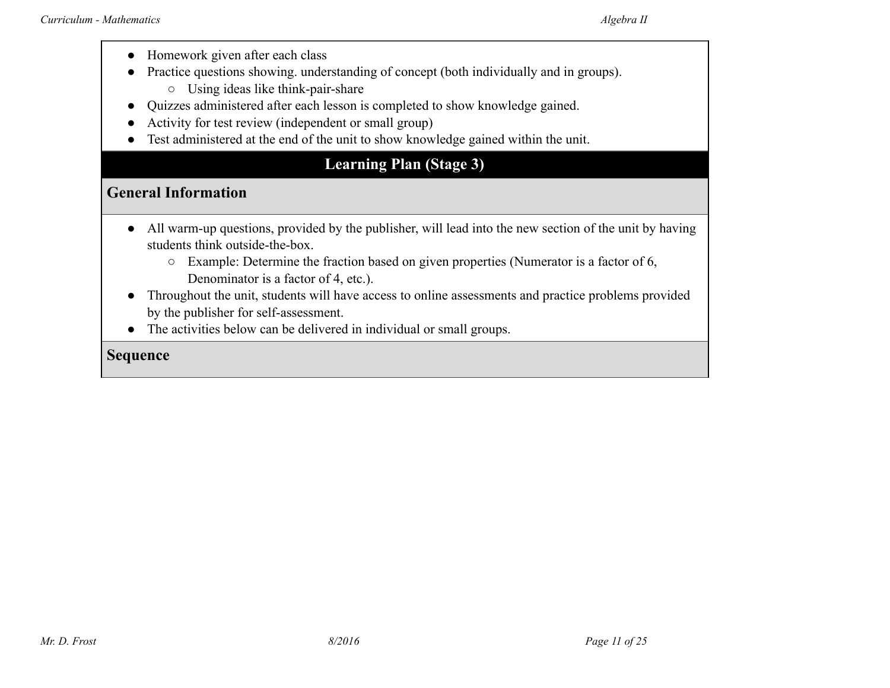- Homework given after each class
- Practice questions showing. understanding of concept (both individually and in groups).
  - Using ideas like think-pair-share
- Quizzes administered after each lesson is completed to show knowledge gained.
- Activity for test review (independent or small group)
- Test administered at the end of the unit to show knowledge gained within the unit.

## Learning Plan (Stage 3)

### General Information

- All warm-up questions, provided by the publisher, will lead into the new section of the unit by having students think outside-the-box.
  - Example: Determine the fraction based on given properties (Numerator is a factor of 6, Denominator is a factor of 4, etc.).
- Throughout the unit, students will have access to online assessments and practice problems provided by the publisher for self-assessment.
- The activities below can be delivered in individual or small groups.

### Sequence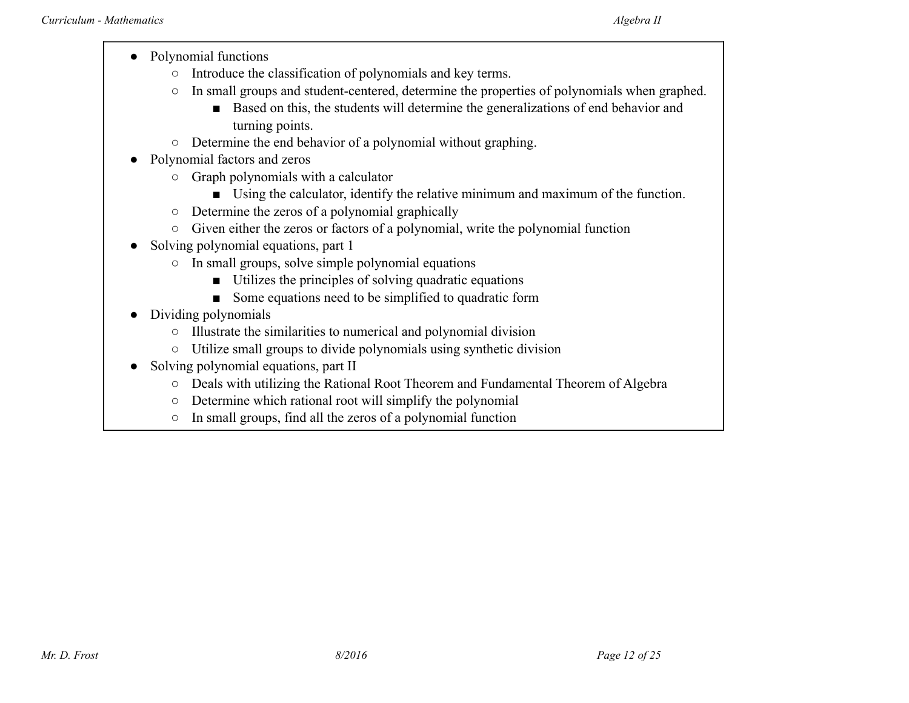- Polynomial functions
  - Introduce the classification of polynomials and key terms.
  - In small groups and student-centered, determine the properties of polynomials when graphed.
    - Based on this, the students will determine the generalizations of end behavior and turning points.
  - Determine the end behavior of a polynomial without graphing.
- Polynomial factors and zeros
  - Graph polynomials with a calculator
    - Using the calculator, identify the relative minimum and maximum of the function.
  - Determine the zeros of a polynomial graphically
  - Given either the zeros or factors of a polynomial, write the polynomial function
- Solving polynomial equations, part 1
  - In small groups, solve simple polynomial equations
    - Utilizes the principles of solving quadratic equations
    - Some equations need to be simplified to quadratic form
- Dividing polynomials
  - Illustrate the similarities to numerical and polynomial division
  - Utilize small groups to divide polynomials using synthetic division
- Solving polynomial equations, part II
  - Deals with utilizing the Rational Root Theorem and Fundamental Theorem of Algebra
  - Determine which rational root will simplify the polynomial
  - In small groups, find all the zeros of a polynomial function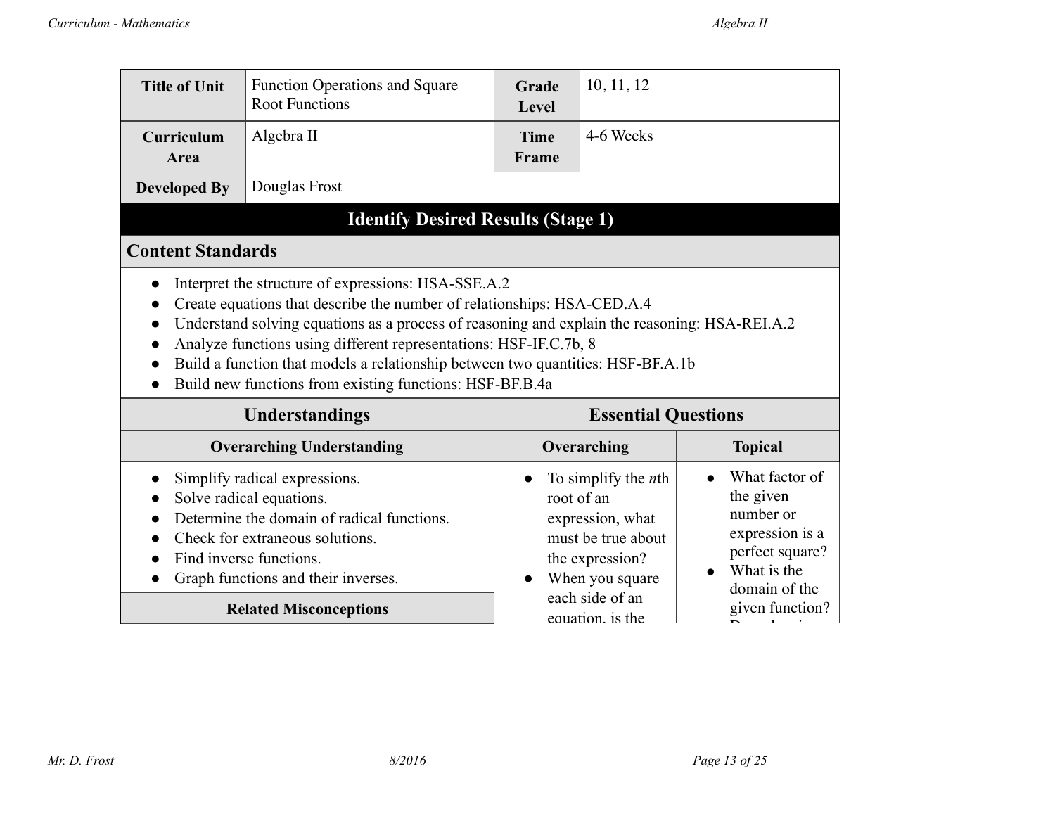| **Title of Unit** | Function Operations and Square Root Functions | **Grade Level** | 10, 11, 12 |
|---|---|---|---|
| **Curriculum Area** | Algebra II | **Time Frame** | 4-6 Weeks |
| **Developed By** | Douglas Frost | | |

## Identify Desired Results (Stage 1)

### Content Standards

- Interpret the structure of expressions: HSA-SSE.A.2
- Create equations that describe the number of relationships: HSA-CED.A.4
- Understand solving equations as a process of reasoning and explain the reasoning: HSA-REI.A.2
- Analyze functions using different representations: HSF-IF.C.7b, 8
- Build a function that models a relationship between two quantities: HSF-BF.A.1b
- Build new functions from existing functions: HSF-BF.B.4a

| Understandings | Essential Questions | |
|---|---|---|
| **Overarching Understanding** | **Overarching** | **Topical** |
| • Simplify radical expressions.<br>• Solve radical equations.<br>• Determine the domain of radical functions.<br>• Check for extraneous solutions.<br>• Find inverse functions.<br>• Graph functions and their inverses. | • To simplify the *n*th root of an expression, what must be true about the expression?<br>• When you square each side of an equation, is the | • What factor of the given number or expression is a perfect square?<br>• What is the domain of the given function? |
| **Related Misconceptions** | | |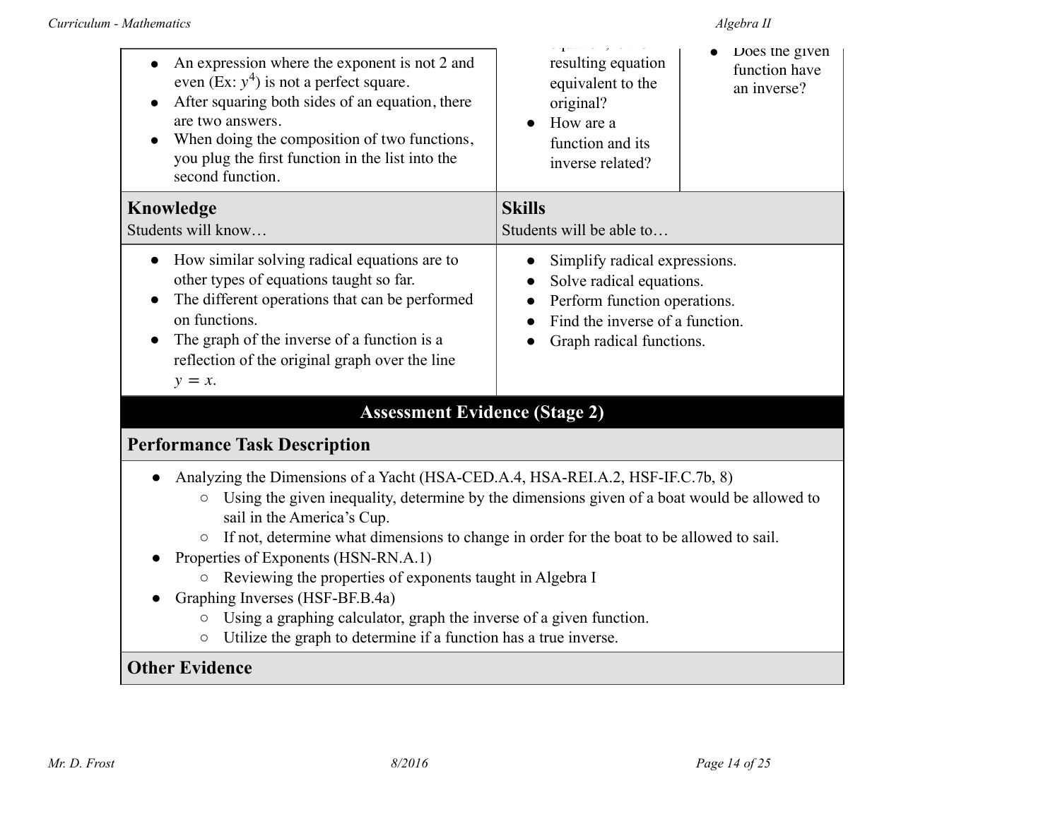| | | |
|---|---|---|
| • An expression where the exponent is not 2 and even (Ex: $y^4$) is not a perfect square.<br>• After squaring both sides of an equation, there are two answers.<br>• When doing the composition of two functions, you plug the first function in the list into the second function. | resulting equation equivalent to the original?<br>• How are a function and its inverse related? | • Does the given function have an inverse? |

| **Knowledge**<br>Students will know… | **Skills**<br>Students will be able to… |
|---|---|
| • How similar solving radical equations are to other types of equations taught so far.<br>• The different operations that can be performed on functions.<br>• The graph of the inverse of a function is a reflection of the original graph over the line $y = x$. | • Simplify radical expressions.<br>• Solve radical equations.<br>• Perform function operations.<br>• Find the inverse of a function.<br>• Graph radical functions. |

## Assessment Evidence (Stage 2)

### Performance Task Description

- Analyzing the Dimensions of a Yacht (HSA-CED.A.4, HSA-REI.A.2, HSF-IF.C.7b, 8)
  - Using the given inequality, determine by the dimensions given of a boat would be allowed to sail in the America's Cup.
  - If not, determine what dimensions to change in order for the boat to be allowed to sail.
- Properties of Exponents (HSN-RN.A.1)
  - Reviewing the properties of exponents taught in Algebra I
- Graphing Inverses (HSF-BF.B.4a)
  - Using a graphing calculator, graph the inverse of a given function.
  - Utilize the graph to determine if a function has a true inverse.

### Other Evidence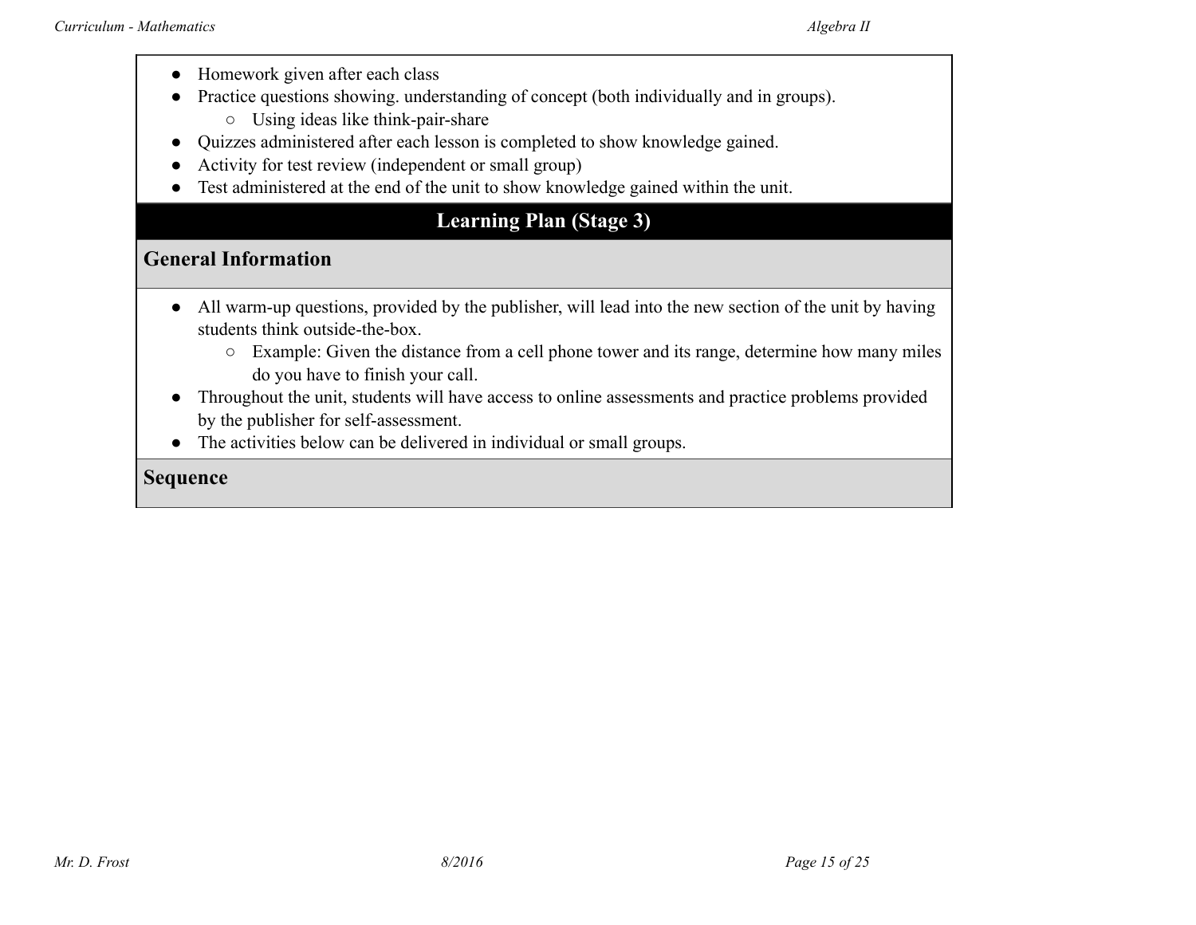- Homework given after each class
- Practice questions showing. understanding of concept (both individually and in groups).
    - Using ideas like think-pair-share
- Quizzes administered after each lesson is completed to show knowledge gained.
- Activity for test review (independent or small group)
- Test administered at the end of the unit to show knowledge gained within the unit.

## Learning Plan (Stage 3)

### General Information

- All warm-up questions, provided by the publisher, will lead into the new section of the unit by having students think outside-the-box.
    - Example: Given the distance from a cell phone tower and its range, determine how many miles do you have to finish your call.
- Throughout the unit, students will have access to online assessments and practice problems provided by the publisher for self-assessment.
- The activities below can be delivered in individual or small groups.

### Sequence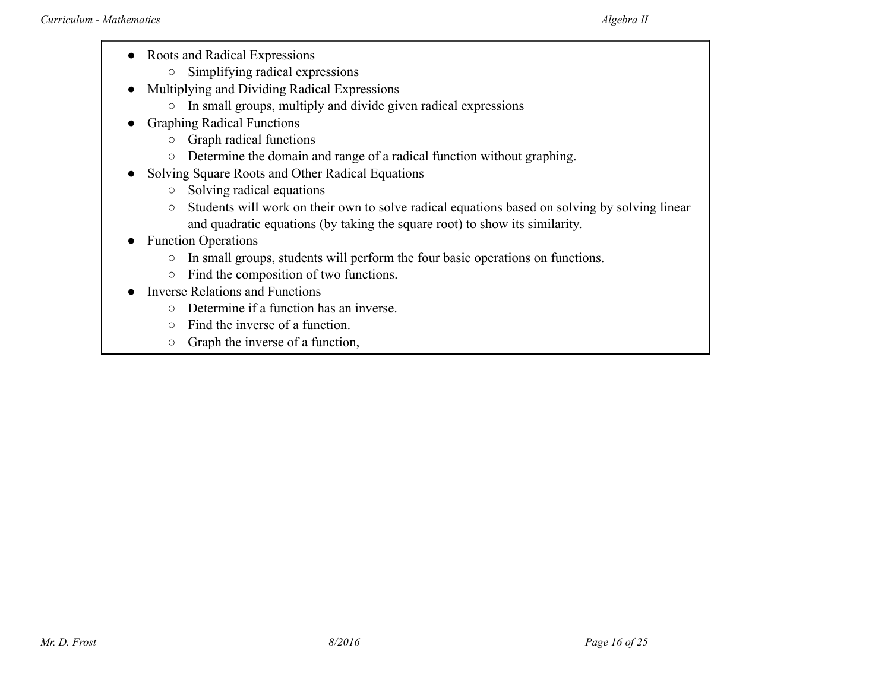- Roots and Radical Expressions
    - Simplifying radical expressions
- Multiplying and Dividing Radical Expressions
    - In small groups, multiply and divide given radical expressions
- Graphing Radical Functions
    - Graph radical functions
    - Determine the domain and range of a radical function without graphing.
- Solving Square Roots and Other Radical Equations
    - Solving radical equations
    - Students will work on their own to solve radical equations based on solving by solving linear and quadratic equations (by taking the square root) to show its similarity.
- Function Operations
    - In small groups, students will perform the four basic operations on functions.
    - Find the composition of two functions.
- Inverse Relations and Functions
    - Determine if a function has an inverse.
    - Find the inverse of a function.
    - Graph the inverse of a function,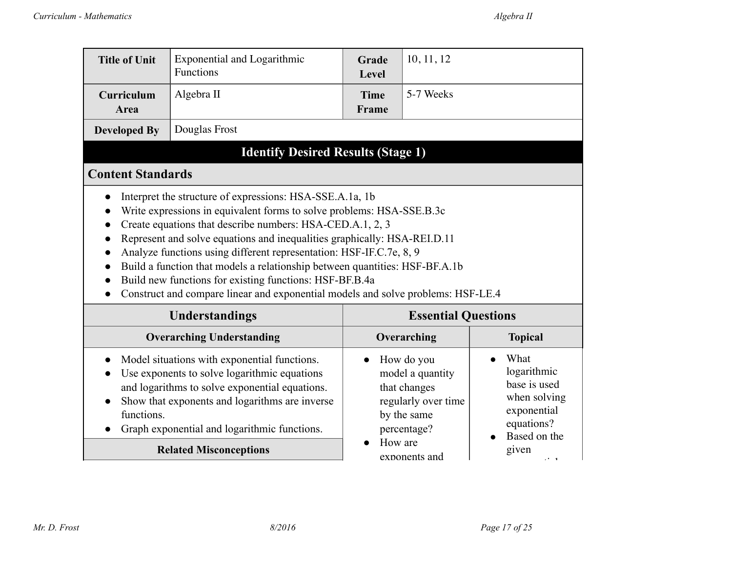| Title of Unit | Exponential and Logarithmic Functions | Grade Level | 10, 11, 12 |
|---|---|---|---|
| Curriculum Area | Algebra II | Time Frame | 5-7 Weeks |
| Developed By | Douglas Frost | | |

## Identify Desired Results (Stage 1)

### Content Standards

- Interpret the structure of expressions: HSA-SSE.A.1a, 1b
- Write expressions in equivalent forms to solve problems: HSA-SSE.B.3c
- Create equations that describe numbers: HSA-CED.A.1, 2, 3
- Represent and solve equations and inequalities graphically: HSA-REI.D.11
- Analyze functions using different representation: HSF-IF.C.7e, 8, 9
- Build a function that models a relationship between quantities: HSF-BF.A.1b
- Build new functions for existing functions: HSF-BF.B.4a
- Construct and compare linear and exponential models and solve problems: HSF-LE.4

| Understandings | Essential Questions | |
|---|---|---|
| **Overarching Understanding** | **Overarching** | **Topical** |
| • Model situations with exponential functions.<br>• Use exponents to solve logarithmic equations and logarithms to solve exponential equations.<br>• Show that exponents and logarithms are inverse functions.<br>• Graph exponential and logarithmic functions. | • How do you model a quantity that changes regularly over time by the same percentage?<br>• How are exponents and | • What logarithmic base is used when solving exponential equations?<br>• Based on the given |
| **Related Misconceptions** | | |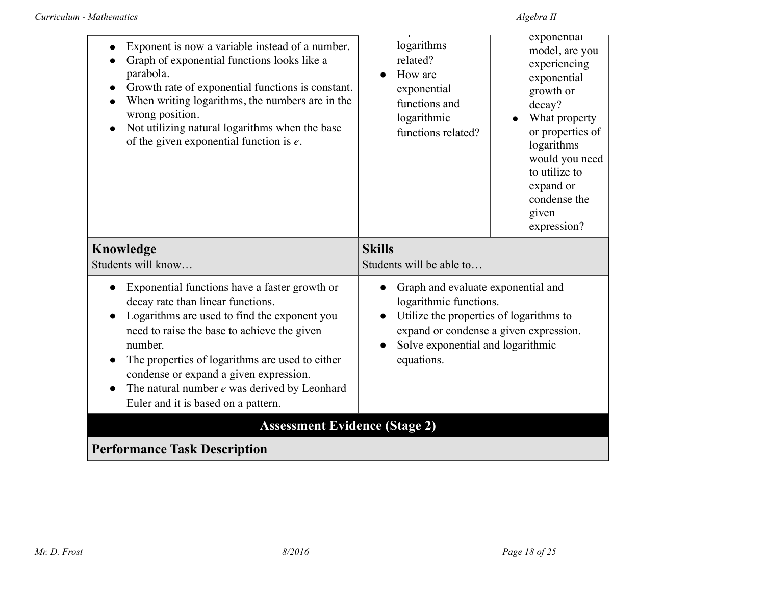| | | |
|---|---|---|
| <ul><li>Exponent is now a variable instead of a number.</li><li>Graph of exponential functions looks like a parabola.</li><li>Growth rate of exponential functions is constant.</li><li>When writing logarithms, the numbers are in the wrong position.</li><li>Not utilizing natural logarithms when the base of the given exponential function is *e*.</li></ul> | exponents and logarithms related?<ul><li>How are exponential functions and logarithmic functions related?</li></ul> | exponential model, are you experiencing exponential growth or decay?<ul><li>What property or properties of logarithms would you need to utilize to expand or condense the given expression?</li></ul> |

| **Knowledge**<br>Students will know… | **Skills**<br>Students will be able to… |
|---|---|
| <ul><li>Exponential functions have a faster growth or decay rate than linear functions.</li><li>Logarithms are used to find the exponent you need to raise the base to achieve the given number.</li><li>The properties of logarithms are used to either condense or expand a given expression.</li><li>The natural number *e* was derived by Leonhard Euler and it is based on a pattern.</li></ul> | <ul><li>Graph and evaluate exponential and logarithmic functions.</li><li>Utilize the properties of logarithms to expand or condense a given expression.</li><li>Solve exponential and logarithmic equations.</li></ul> |

## Assessment Evidence (Stage 2)

### Performance Task Description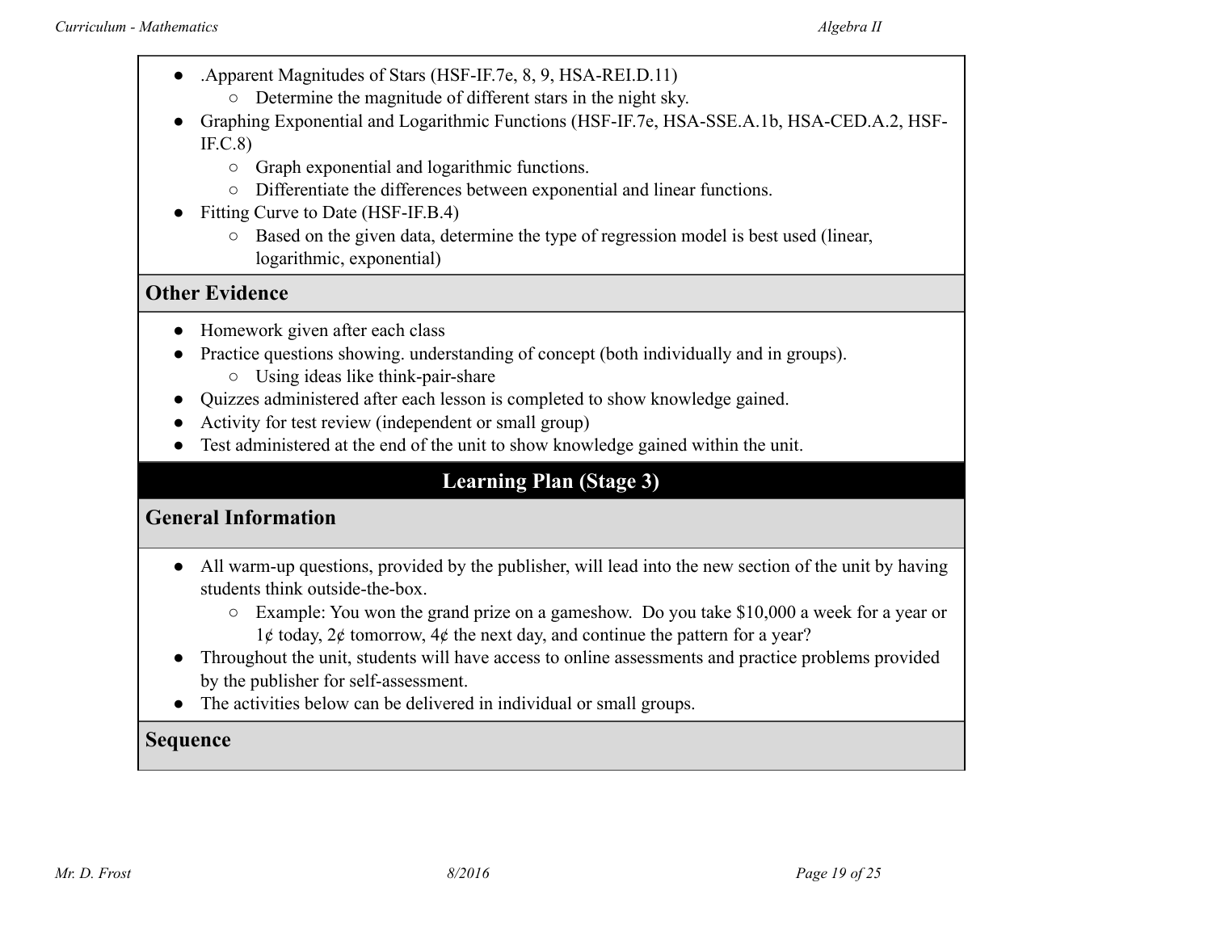- .Apparent Magnitudes of Stars (HSF-IF.7e, 8, 9, HSA-REI.D.11)
  - Determine the magnitude of different stars in the night sky.
- Graphing Exponential and Logarithmic Functions (HSF-IF.7e, HSA-SSE.A.1b, HSA-CED.A.2, HSF-IF.C.8)
  - Graph exponential and logarithmic functions.
  - Differentiate the differences between exponential and linear functions.
- Fitting Curve to Date (HSF-IF.B.4)
  - Based on the given data, determine the type of regression model is best used (linear, logarithmic, exponential)

## Other Evidence

- Homework given after each class
- Practice questions showing. understanding of concept (both individually and in groups).
  - Using ideas like think-pair-share
- Quizzes administered after each lesson is completed to show knowledge gained.
- Activity for test review (independent or small group)
- Test administered at the end of the unit to show knowledge gained within the unit.

# Learning Plan (Stage 3)

## General Information

- All warm-up questions, provided by the publisher, will lead into the new section of the unit by having students think outside-the-box.
  - Example: You won the grand prize on a gameshow. Do you take $10,000 a week for a year or 1¢ today, 2¢ tomorrow, 4¢ the next day, and continue the pattern for a year?
- Throughout the unit, students will have access to online assessments and practice problems provided by the publisher for self-assessment.
- The activities below can be delivered in individual or small groups.

## Sequence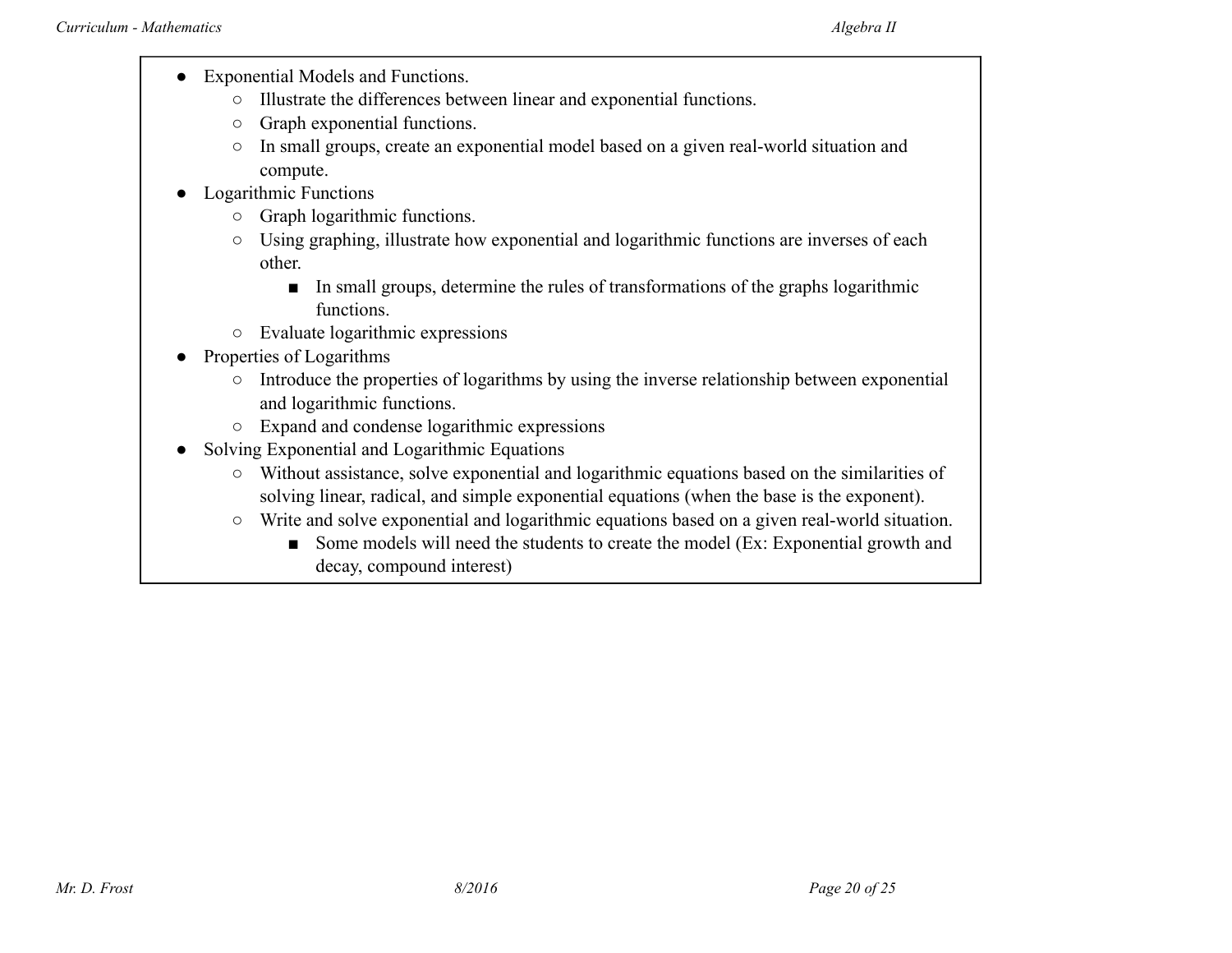- Exponential Models and Functions.
    - Illustrate the differences between linear and exponential functions.
    - Graph exponential functions.
    - In small groups, create an exponential model based on a given real-world situation and compute.
- Logarithmic Functions
    - Graph logarithmic functions.
    - Using graphing, illustrate how exponential and logarithmic functions are inverses of each other.
        - In small groups, determine the rules of transformations of the graphs logarithmic functions.
    - Evaluate logarithmic expressions
- Properties of Logarithms
    - Introduce the properties of logarithms by using the inverse relationship between exponential and logarithmic functions.
    - Expand and condense logarithmic expressions
- Solving Exponential and Logarithmic Equations
    - Without assistance, solve exponential and logarithmic equations based on the similarities of solving linear, radical, and simple exponential equations (when the base is the exponent).
    - Write and solve exponential and logarithmic equations based on a given real-world situation.
        - Some models will need the students to create the model (Ex: Exponential growth and decay, compound interest)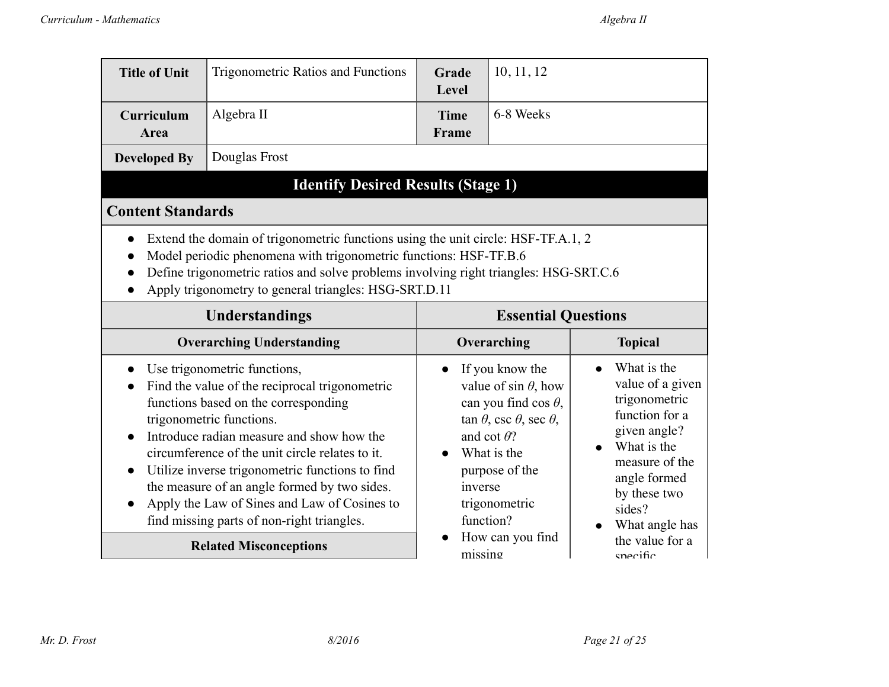| Title of Unit | Trigonometric Ratios and Functions | Grade Level | 10, 11, 12 |
|---|---|---|---|
| Curriculum Area | Algebra II | Time Frame | 6-8 Weeks |
| Developed By | Douglas Frost | | |

## Identify Desired Results (Stage 1)

### Content Standards

- Extend the domain of trigonometric functions using the unit circle: HSF-TF.A.1, 2
- Model periodic phenomena with trigonometric functions: HSF-TF.B.6
- Define trigonometric ratios and solve problems involving right triangles: HSG-SRT.C.6
- Apply trigonometry to general triangles: HSG-SRT.D.11

| Understandings | Essential Questions | |
|---|---|---|
| **Overarching Understanding** | **Overarching** | **Topical** |
| • Use trigonometric functions,<br>• Find the value of the reciprocal trigonometric functions based on the corresponding trigonometric functions.<br>• Introduce radian measure and show how the circumference of the unit circle relates to it.<br>• Utilize inverse trigonometric functions to find the measure of an angle formed by two sides.<br>• Apply the Law of Sines and Law of Cosines to find missing parts of non-right triangles. | • If you know the value of sin $\theta$, how can you find cos $\theta$, tan $\theta$, csc $\theta$, sec $\theta$, and cot $\theta$?<br>• What is the purpose of the inverse trigonometric function?<br>• How can you find missing | • What is the value of a given trigonometric function for a given angle?<br>• What is the measure of the angle formed by these two sides?<br>• What angle has the value for a specific |
| **Related Misconceptions** | | |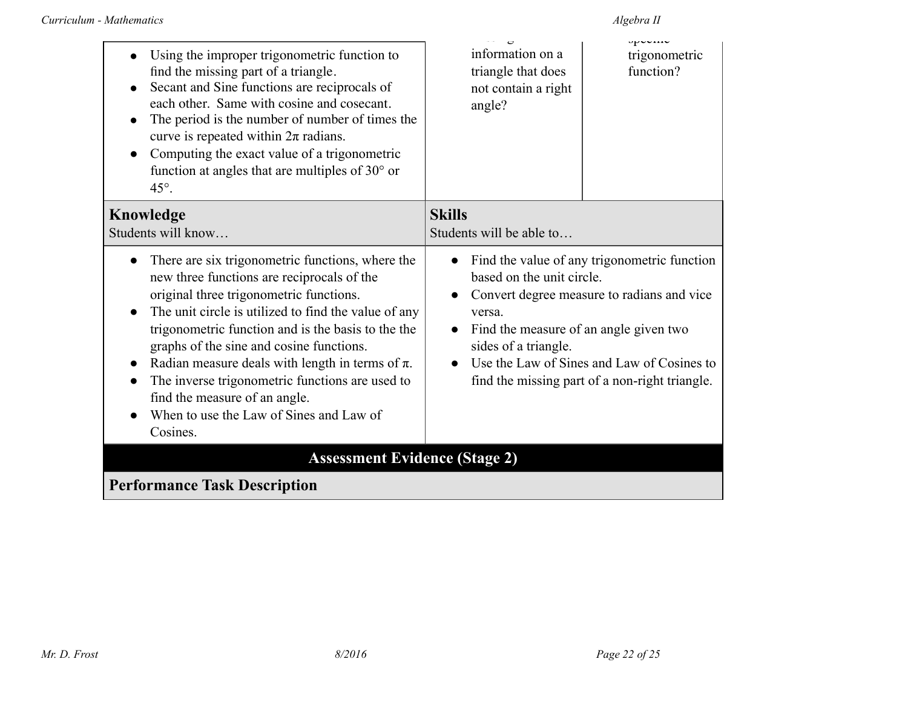| | | |
|---|---|---|
| <ul><li>Using the improper trigonometric function to find the missing part of a triangle.</li><li>Secant and Sine functions are reciprocals of each other. Same with cosine and cosecant.</li><li>The period is the number of number of times the curve is repeated within 2π radians.</li><li>Computing the exact value of a trigonometric function at angles that are multiples of 30° or 45°.</li></ul> | information on a triangle that does not contain a right angle? | trigonometric function? |

| **Knowledge**<br>Students will know… | **Skills**<br>Students will be able to… |
|---|---|
| <ul><li>There are six trigonometric functions, where the new three functions are reciprocals of the original three trigonometric functions.</li><li>The unit circle is utilized to find the value of any trigonometric function and is the basis to the the graphs of the sine and cosine functions.</li><li>Radian measure deals with length in terms of π.</li><li>The inverse trigonometric functions are used to find the measure of an angle.</li><li>When to use the Law of Sines and Law of Cosines.</li></ul> | <ul><li>Find the value of any trigonometric function based on the unit circle.</li><li>Convert degree measure to radians and vice versa.</li><li>Find the measure of an angle given two sides of a triangle.</li><li>Use the Law of Sines and Law of Cosines to find the missing part of a non-right triangle.</li></ul> |

## Assessment Evidence (Stage 2)

### Performance Task Description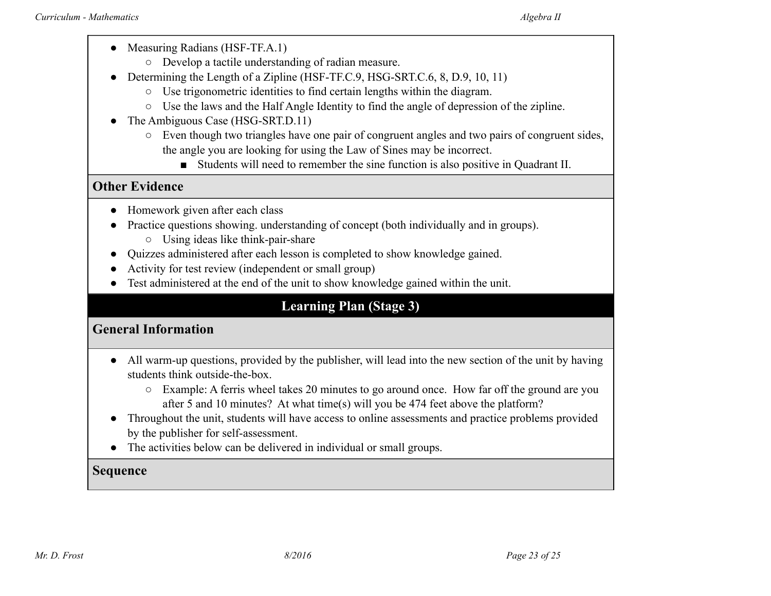- Measuring Radians (HSF-TF.A.1)
  - Develop a tactile understanding of radian measure.
- Determining the Length of a Zipline (HSF-TF.C.9, HSG-SRT.C.6, 8, D.9, 10, 11)
  - Use trigonometric identities to find certain lengths within the diagram.
  - Use the laws and the Half Angle Identity to find the angle of depression of the zipline.
- The Ambiguous Case (HSG-SRT.D.11)
  - Even though two triangles have one pair of congruent angles and two pairs of congruent sides, the angle you are looking for using the Law of Sines may be incorrect.
    - Students will need to remember the sine function is also positive in Quadrant II.

## Other Evidence

- Homework given after each class
- Practice questions showing. understanding of concept (both individually and in groups).
  - Using ideas like think-pair-share
- Quizzes administered after each lesson is completed to show knowledge gained.
- Activity for test review (independent or small group)
- Test administered at the end of the unit to show knowledge gained within the unit.

# Learning Plan (Stage 3)

## General Information

- All warm-up questions, provided by the publisher, will lead into the new section of the unit by having students think outside-the-box.
  - Example: A ferris wheel takes 20 minutes to go around once. How far off the ground are you after 5 and 10 minutes? At what time(s) will you be 474 feet above the platform?
- Throughout the unit, students will have access to online assessments and practice problems provided by the publisher for self-assessment.
- The activities below can be delivered in individual or small groups.

## Sequence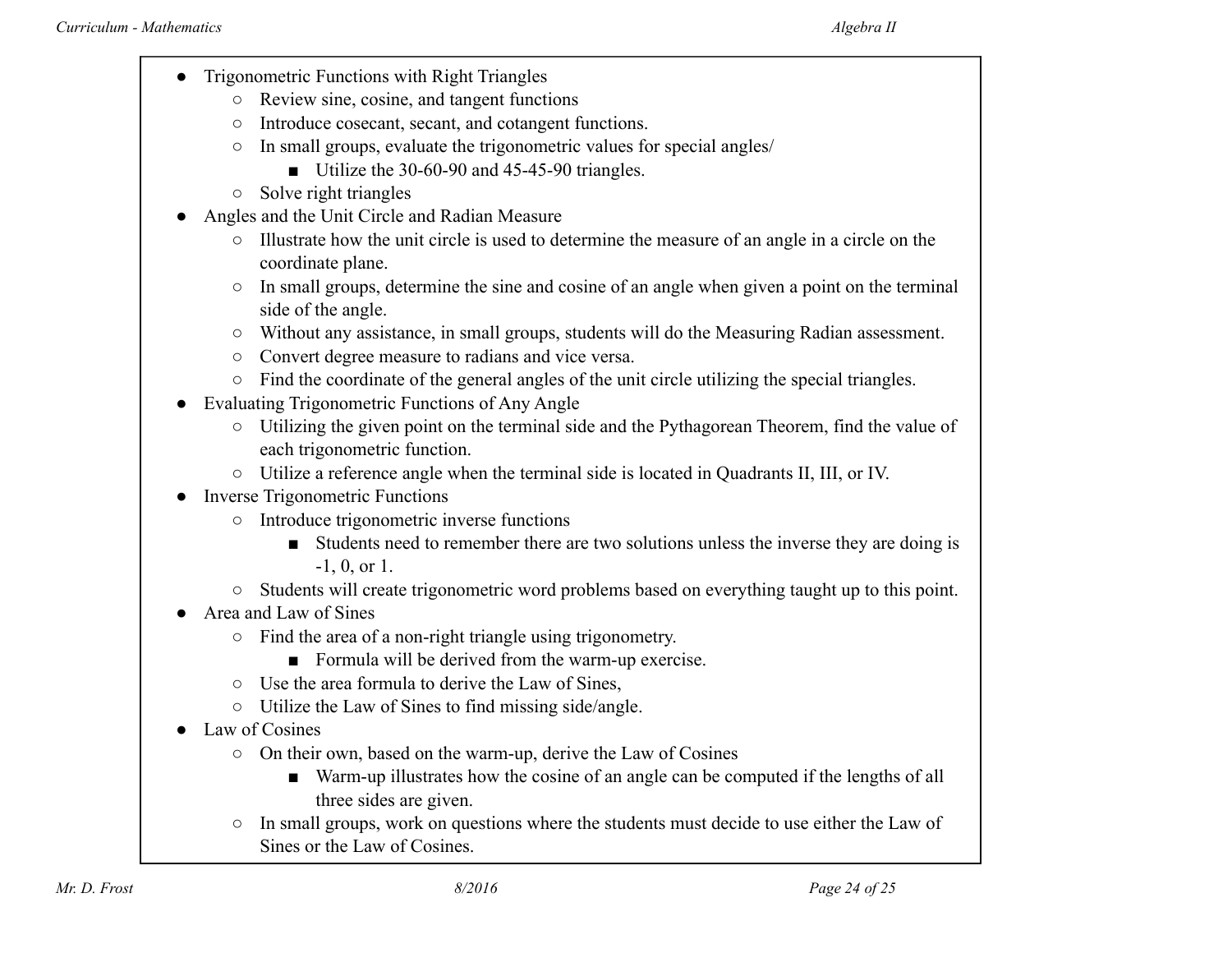- Trigonometric Functions with Right Triangles
    - Review sine, cosine, and tangent functions
    - Introduce cosecant, secant, and cotangent functions.
    - In small groups, evaluate the trigonometric values for special angles/
        - Utilize the 30-60-90 and 45-45-90 triangles.
    - Solve right triangles
- Angles and the Unit Circle and Radian Measure
    - Illustrate how the unit circle is used to determine the measure of an angle in a circle on the coordinate plane.
    - In small groups, determine the sine and cosine of an angle when given a point on the terminal side of the angle.
    - Without any assistance, in small groups, students will do the Measuring Radian assessment.
    - Convert degree measure to radians and vice versa.
    - Find the coordinate of the general angles of the unit circle utilizing the special triangles.
- Evaluating Trigonometric Functions of Any Angle
    - Utilizing the given point on the terminal side and the Pythagorean Theorem, find the value of each trigonometric function.
    - Utilize a reference angle when the terminal side is located in Quadrants II, III, or IV.
- Inverse Trigonometric Functions
    - Introduce trigonometric inverse functions
        - Students need to remember there are two solutions unless the inverse they are doing is -1, 0, or 1.
    - Students will create trigonometric word problems based on everything taught up to this point.
- Area and Law of Sines
    - Find the area of a non-right triangle using trigonometry.
        - Formula will be derived from the warm-up exercise.
    - Use the area formula to derive the Law of Sines,
    - Utilize the Law of Sines to find missing side/angle.
- Law of Cosines
    - On their own, based on the warm-up, derive the Law of Cosines
        - Warm-up illustrates how the cosine of an angle can be computed if the lengths of all three sides are given.
    - In small groups, work on questions where the students must decide to use either the Law of Sines or the Law of Cosines.